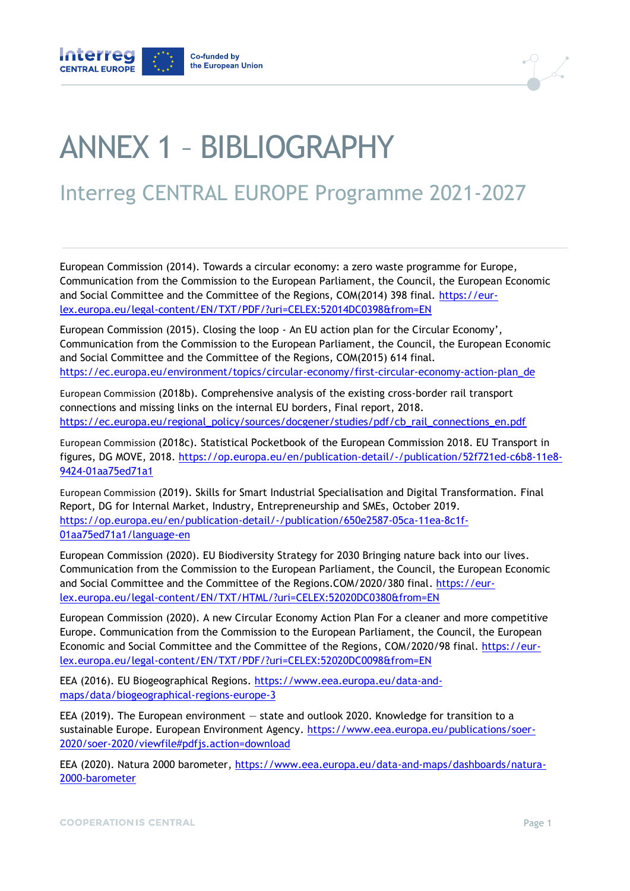# ANNEX 1 – BIBLIOGRAPHY

## Interreg CENTRAL EUROPE Programme 2021-2027

European Commission (2014). Towards a circular economy: a zero waste programme for Europe, Communication from the Commission to the European Parliament, the Council, the European Economic and Social Committee and the Committee of the Regions, COM(2014) 398 final. https://eur-lex.europa.eu/legal-content/EN/TXT/PDF/?uri=CELEX:52014DC0398&from=EN

European Commission (2015). Closing the loop - An EU action plan for the Circular Economy', Communication from the Commission to the European Parliament, the Council, the European Economic and Social Committee and the Committee of the Regions, COM(2015) 614 final. https://ec.europa.eu/environment/topics/circular-economy/first-circular-economy-action-plan_de

European Commission (2018b). Comprehensive analysis of the existing cross-border rail transport connections and missing links on the internal EU borders, Final report, 2018. https://ec.europa.eu/regional_policy/sources/docgener/studies/pdf/cb_rail_connections_en.pdf

European Commission (2018c). Statistical Pocketbook of the European Commission 2018. EU Transport in figures, DG MOVE, 2018. https://op.europa.eu/en/publication-detail/-/publication/52f721ed-c6b8-11e8-9424-01aa75ed71a1

European Commission (2019). Skills for Smart Industrial Specialisation and Digital Transformation. Final Report, DG for Internal Market, Industry, Entrepreneurship and SMEs, October 2019. https://op.europa.eu/en/publication-detail/-/publication/650e2587-05ca-11ea-8c1f-01aa75ed71a1/language-en

European Commission (2020). EU Biodiversity Strategy for 2030 Bringing nature back into our lives. Communication from the Commission to the European Parliament, the Council, the European Economic and Social Committee and the Committee of the Regions.COM/2020/380 final. https://eur-lex.europa.eu/legal-content/EN/TXT/HTML/?uri=CELEX:52020DC0380&from=EN

European Commission (2020). A new Circular Economy Action Plan For a cleaner and more competitive Europe. Communication from the Commission to the European Parliament, the Council, the European Economic and Social Committee and the Committee of the Regions, COM/2020/98 final. https://eur-lex.europa.eu/legal-content/EN/TXT/PDF/?uri=CELEX:52020DC0098&from=EN

EEA (2016). EU Biogeographical Regions. https://www.eea.europa.eu/data-and-maps/data/biogeographical-regions-europe-3

EEA (2019). The European environment — state and outlook 2020. Knowledge for transition to a sustainable Europe. European Environment Agency. https://www.eea.europa.eu/publications/soer-2020/soer-2020/viewfile#pdfjs.action=download

EEA (2020). Natura 2000 barometer, https://www.eea.europa.eu/data-and-maps/dashboards/natura-2000-barometer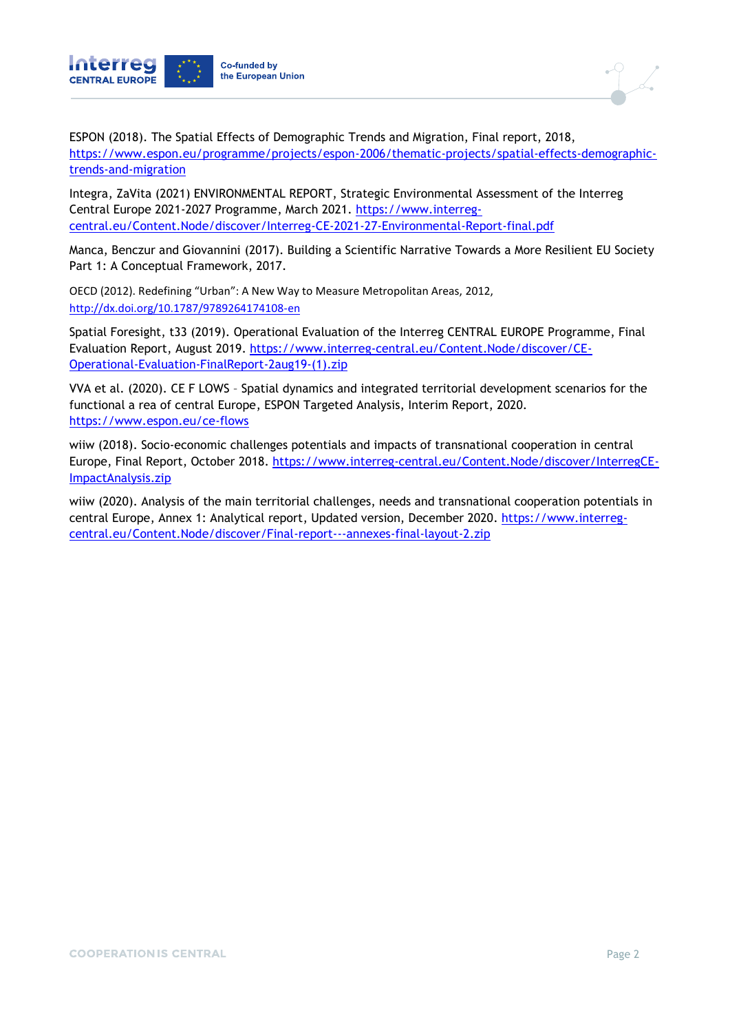ESPON (2018). The Spatial Effects of Demographic Trends and Migration, Final report, 2018, https://www.espon.eu/programme/projects/espon-2006/thematic-projects/spatial-effects-demographic-trends-and-migration

Integra, ZaVita (2021) ENVIRONMENTAL REPORT, Strategic Environmental Assessment of the Interreg Central Europe 2021-2027 Programme, March 2021. https://www.interreg-central.eu/Content.Node/discover/Interreg-CE-2021-27-Environmental-Report-final.pdf

Manca, Benczur and Giovannini (2017). Building a Scientific Narrative Towards a More Resilient EU Society Part 1: A Conceptual Framework, 2017.

OECD (2012). Redefining "Urban": A New Way to Measure Metropolitan Areas, 2012, http://dx.doi.org/10.1787/9789264174108-en

Spatial Foresight, t33 (2019). Operational Evaluation of the Interreg CENTRAL EUROPE Programme, Final Evaluation Report, August 2019. https://www.interreg-central.eu/Content.Node/discover/CE-Operational-Evaluation-FinalReport-2aug19-(1).zip

VVA et al. (2020). CE F LOWS – Spatial dynamics and integrated territorial development scenarios for the functional a rea of central Europe, ESPON Targeted Analysis, Interim Report, 2020. https://www.espon.eu/ce-flows

wiiw (2018). Socio-economic challenges potentials and impacts of transnational cooperation in central Europe, Final Report, October 2018. https://www.interreg-central.eu/Content.Node/discover/InterregCE-ImpactAnalysis.zip

wiiw (2020). Analysis of the main territorial challenges, needs and transnational cooperation potentials in central Europe, Annex 1: Analytical report, Updated version, December 2020. https://www.interreg-central.eu/Content.Node/discover/Final-report---annexes-final-layout-2.zip